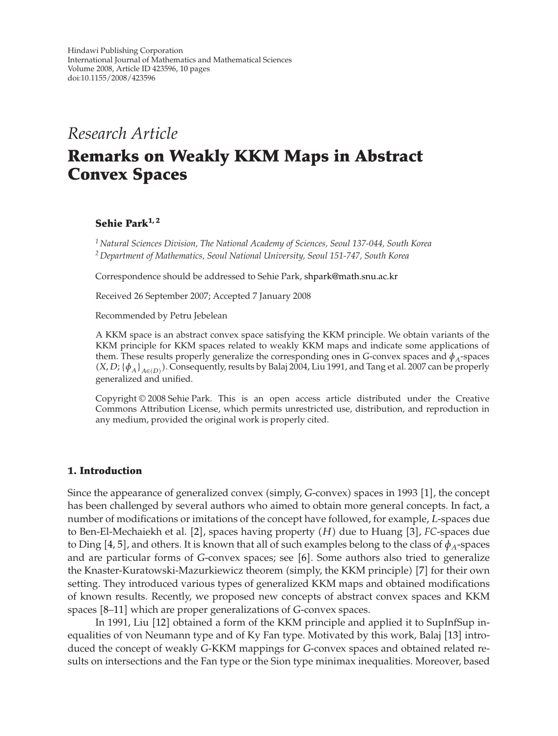Hindawi Publishing Corporation
International Journal of Mathematics and Mathematical Sciences
Volume 2008, Article ID 423596, 10 pages
doi:10.1155/2008/423596

*Research Article*

# Remarks on Weakly KKM Maps in Abstract Convex Spaces

**Sehie Park[1, 2]**

[1] *Natural Sciences Division, The National Academy of Sciences, Seoul 137-044, South Korea*
[2] *Department of Mathematics, Seoul National University, Seoul 151-747, South Korea*

Correspondence should be addressed to Sehie Park, shpark@math.snu.ac.kr

Received 26 September 2007; Accepted 7 January 2008

Recommended by Petru Jebelean

A KKM space is an abstract convex space satisfying the KKM principle. We obtain variants of the KKM principle for KKM spaces related to weakly KKM maps and indicate some applications of them. These results properly generalize the corresponding ones in $G$-convex spaces and $\phi_A$-spaces $(X, D; \{\phi_A\}_{A\in\langle D\rangle})$. Consequently, results by Balaj 2004, Liu 1991, and Tang et al. 2007 can be properly generalized and unified.

Copyright © 2008 Sehie Park. This is an open access article distributed under the Creative Commons Attribution License, which permits unrestricted use, distribution, and reproduction in any medium, provided the original work is properly cited.

## 1. Introduction

Since the appearance of generalized convex (simply, $G$-convex) spaces in 1993 [1], the concept has been challenged by several authors who aimed to obtain more general concepts. In fact, a number of modifications or imitations of the concept have followed, for example, $L$-spaces due to Ben-El-Mechaiekh et al. [2], spaces having property $(H)$ due to Huang [3], $FC$-spaces due to Ding [4, 5], and others. It is known that all of such examples belong to the class of $\phi_A$-spaces and are particular forms of $G$-convex spaces; see [6]. Some authors also tried to generalize the Knaster-Kuratowski-Mazurkiewicz theorem (simply, the KKM principle) [7] for their own setting. They introduced various types of generalized KKM maps and obtained modifications of known results. Recently, we proposed new concepts of abstract convex spaces and KKM spaces [8–11] which are proper generalizations of $G$-convex spaces.

In 1991, Liu [12] obtained a form of the KKM principle and applied it to SupInfSup inequalities of von Neumann type and of Ky Fan type. Motivated by this work, Balaj [13] introduced the concept of weakly $G$-KKM mappings for $G$-convex spaces and obtained related results on intersections and the Fan type or the Sion type minimax inequalities. Moreover, based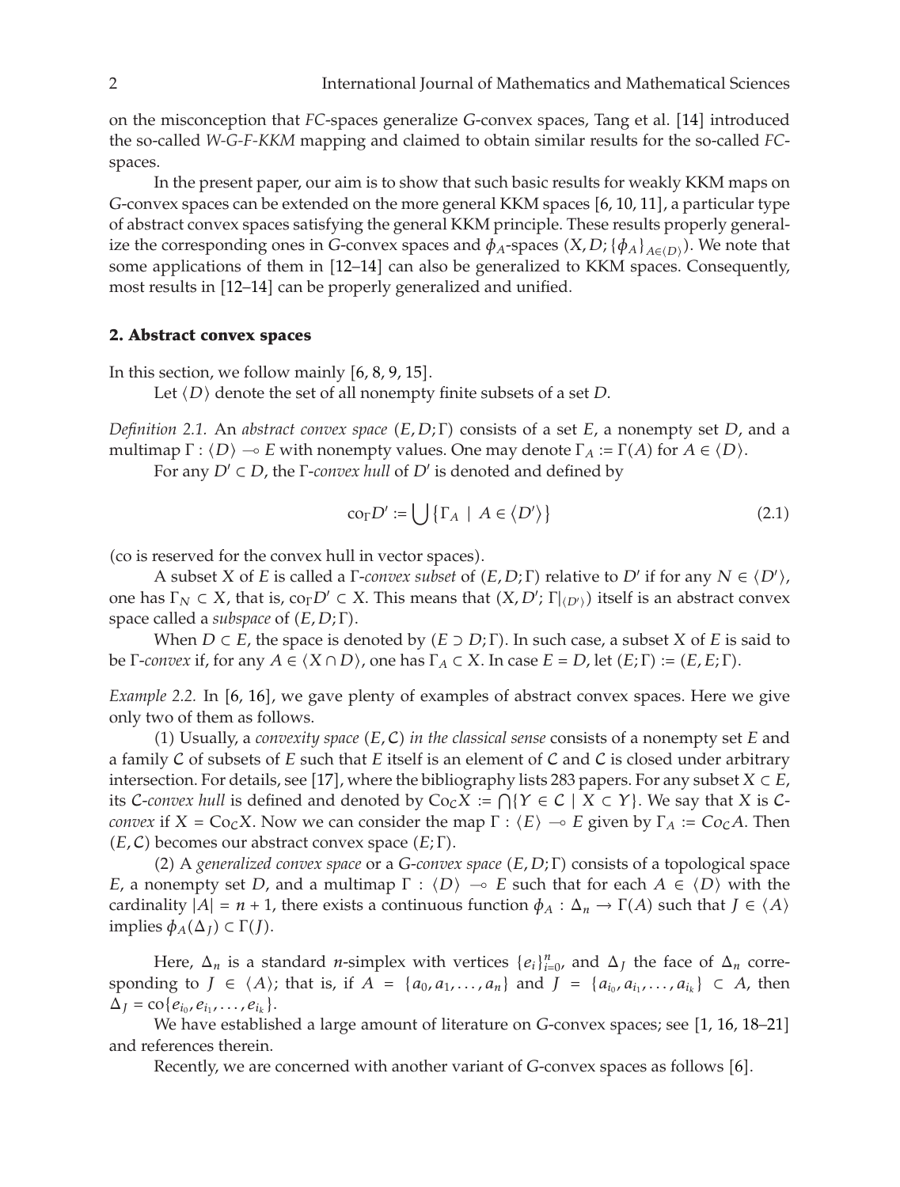on the misconception that *FC*-spaces generalize *G*-convex spaces, Tang et al. [14] introduced the so-called *W-G-F-KKM* mapping and claimed to obtain similar results for the so-called *FC*-spaces.

In the present paper, our aim is to show that such basic results for weakly KKM maps on *G*-convex spaces can be extended on the more general KKM spaces [6, 10, 11], a particular type of abstract convex spaces satisfying the general KKM principle. These results properly generalize the corresponding ones in *G*-convex spaces and $\phi_A$-spaces $(X, D; \{\phi_A\}_{A\in\langle D\rangle})$. We note that some applications of them in [12–14] can also be generalized to KKM spaces. Consequently, most results in [12–14] can be properly generalized and unified.

## 2. Abstract convex spaces

In this section, we follow mainly [6, 8, 9, 15].

Let $\langle D\rangle$ denote the set of all nonempty finite subsets of a set $D$.

*Definition 2.1.* An *abstract convex space* $(E, D; \Gamma)$ consists of a set $E$, a nonempty set $D$, and a multimap $\Gamma : \langle D\rangle \multimap E$ with nonempty values. One may denote $\Gamma_A := \Gamma(A)$ for $A \in \langle D\rangle$.

For any $D' \subset D$, the $\Gamma$-*convex hull* of $D'$ is denoted and defined by

$$\mathrm{co}_\Gamma D' := \bigcup \{\Gamma_A \mid A \in \langle D'\rangle\} \tag{2.1}$$

(co is reserved for the convex hull in vector spaces).

A subset $X$ of $E$ is called a $\Gamma$-*convex subset* of $(E, D; \Gamma)$ relative to $D'$ if for any $N \in \langle D'\rangle$, one has $\Gamma_N \subset X$, that is, $\mathrm{co}_\Gamma D' \subset X$. This means that $(X, D'; \Gamma|_{\langle D'\rangle})$ itself is an abstract convex space called a *subspace* of $(E, D; \Gamma)$.

When $D \subset E$, the space is denoted by $(E \supset D; \Gamma)$. In such case, a subset $X$ of $E$ is said to be $\Gamma$-*convex* if, for any $A \in \langle X \cap D\rangle$, one has $\Gamma_A \subset X$. In case $E = D$, let $(E; \Gamma) := (E, E; \Gamma)$.

*Example 2.2.* In [6, 16], we gave plenty of examples of abstract convex spaces. Here we give only two of them as follows.

(1) Usually, a *convexity space* $(E, \mathcal{C})$ *in the classical sense* consists of a nonempty set $E$ and a family $\mathcal{C}$ of subsets of $E$ such that $E$ itself is an element of $\mathcal{C}$ and $\mathcal{C}$ is closed under arbitrary intersection. For details, see [17], where the bibliography lists 283 papers. For any subset $X \subset E$, its $\mathcal{C}$-*convex hull* is defined and denoted by $\mathrm{Co}_\mathcal{C} X := \bigcap\{Y \in \mathcal{C} \mid X \subset Y\}$. We say that $X$ is $\mathcal{C}$-*convex* if $X = \mathrm{Co}_\mathcal{C} X$. Now we can consider the map $\Gamma : \langle E\rangle \multimap E$ given by $\Gamma_A := Co_\mathcal{C} A$. Then $(E, \mathcal{C})$ becomes our abstract convex space $(E; \Gamma)$.

(2) A *generalized convex space* or a *G-convex space* $(E, D; \Gamma)$ consists of a topological space $E$, a nonempty set $D$, and a multimap $\Gamma : \langle D\rangle \multimap E$ such that for each $A \in \langle D\rangle$ with the cardinality $|A| = n + 1$, there exists a continuous function $\phi_A : \Delta_n \to \Gamma(A)$ such that $J \in \langle A\rangle$ implies $\phi_A(\Delta_J) \subset \Gamma(J)$.

Here, $\Delta_n$ is a standard $n$-simplex with vertices $\{e_i\}_{i=0}^n$, and $\Delta_J$ the face of $\Delta_n$ corresponding to $J \in \langle A\rangle$; that is, if $A = \{a_0, a_1, \ldots, a_n\}$ and $J = \{a_{i_0}, a_{i_1}, \ldots, a_{i_k}\} \subset A$, then $\Delta_J = \mathrm{co}\{e_{i_0}, e_{i_1}, \ldots, e_{i_k}\}$.

We have established a large amount of literature on *G*-convex spaces; see [1, 16, 18–21] and references therein.

Recently, we are concerned with another variant of *G*-convex spaces as follows [6].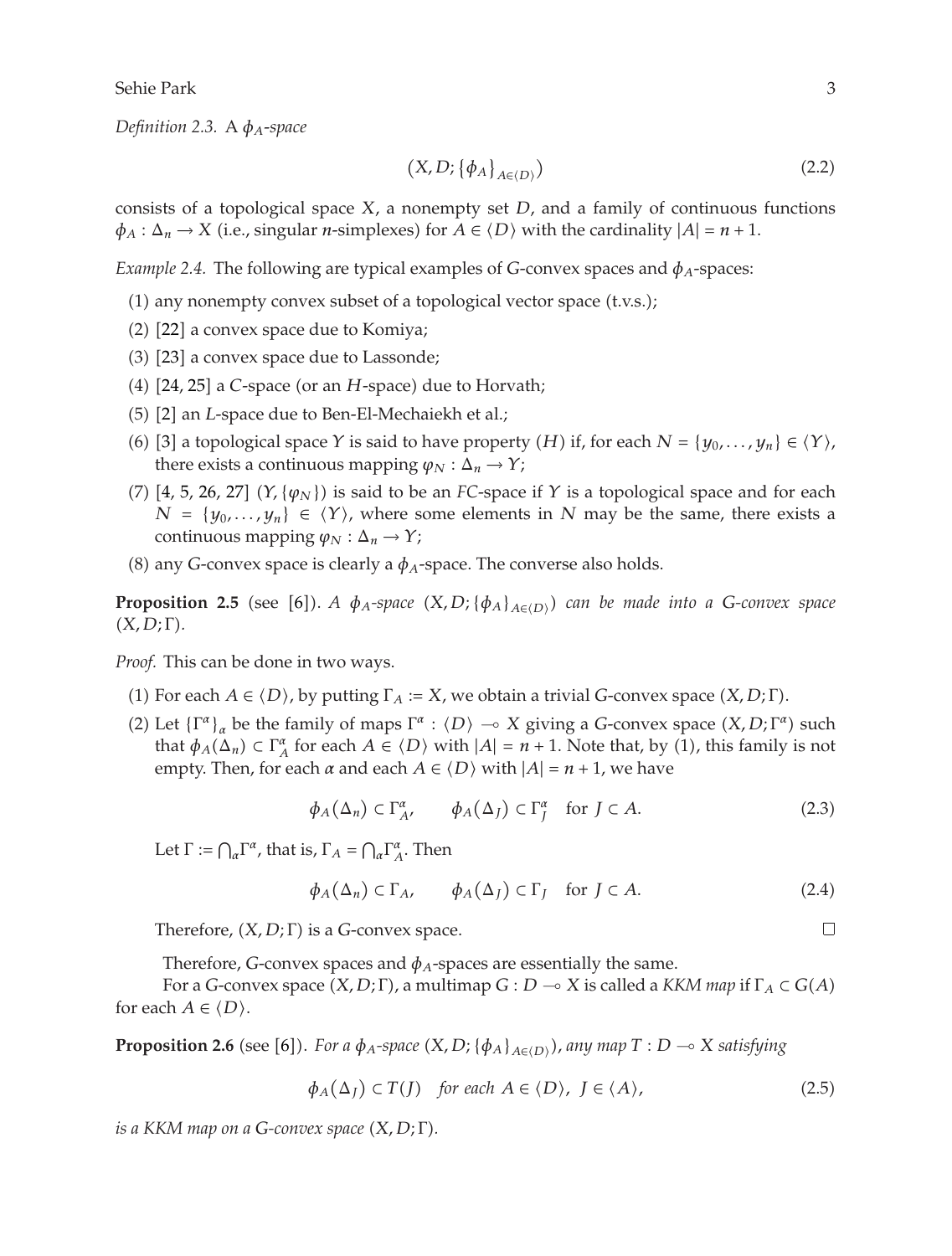*Definition 2.3.* A $\phi_A$-*space*

$$(X, D; \{\phi_A\}_{A\in\langle D\rangle}) \tag{2.2}$$

consists of a topological space $X$, a nonempty set $D$, and a family of continuous functions $\phi_A : \Delta_n \to X$ (i.e., singular $n$-simplexes) for $A \in \langle D\rangle$ with the cardinality $|A| = n+1$.

*Example 2.4.* The following are typical examples of $G$-convex spaces and $\phi_A$-spaces:

(1) any nonempty convex subset of a topological vector space (t.v.s.);

(2) [22] a convex space due to Komiya;

(3) [23] a convex space due to Lassonde;

(4) [24, 25] a $C$-space (or an $H$-space) due to Horvath;

(5) [2] an $L$-space due to Ben-El-Mechaiekh et al.;

(6) [3] a topological space $Y$ is said to have property $(H)$ if, for each $N = \{y_0, \dots, y_n\} \in \langle Y\rangle$, there exists a continuous mapping $\varphi_N : \Delta_n \to Y$;

(7) [4, 5, 26, 27] $(Y, \{\varphi_N\})$ is said to be an $FC$-space if $Y$ is a topological space and for each $N = \{y_0, \dots, y_n\} \in \langle Y\rangle$, where some elements in $N$ may be the same, there exists a continuous mapping $\varphi_N : \Delta_n \to Y$;

(8) any $G$-convex space is clearly a $\phi_A$-space. The converse also holds.

**Proposition 2.5** (see [6]). *A $\phi_A$-space $(X, D; \{\phi_A\}_{A\in\langle D\rangle})$ can be made into a $G$-convex space $(X, D; \Gamma)$.*

*Proof.* This can be done in two ways.

(1) For each $A \in \langle D\rangle$, by putting $\Gamma_A := X$, we obtain a trivial $G$-convex space $(X, D; \Gamma)$.

(2) Let $\{\Gamma^\alpha\}_\alpha$ be the family of maps $\Gamma^\alpha : \langle D\rangle \multimap X$ giving a $G$-convex space $(X, D; \Gamma^\alpha)$ such that $\phi_A(\Delta_n) \subset \Gamma^\alpha_A$ for each $A \in \langle D\rangle$ with $|A| = n+1$. Note that, by (1), this family is not empty. Then, for each $\alpha$ and each $A \in \langle D\rangle$ with $|A| = n+1$, we have

$$\phi_A(\Delta_n) \subset \Gamma^\alpha_A, \qquad \phi_A(\Delta_J) \subset \Gamma^\alpha_J \quad \text{for } J \subset A. \tag{2.3}$$

Let $\Gamma := \bigcap_\alpha \Gamma^\alpha$, that is, $\Gamma_A = \bigcap_\alpha \Gamma^\alpha_A$. Then

$$\phi_A(\Delta_n) \subset \Gamma_A, \qquad \phi_A(\Delta_J) \subset \Gamma_J \quad \text{for } J \subset A. \tag{2.4}$$

Therefore, $(X, D; \Gamma)$ is a $G$-convex space. □

Therefore, $G$-convex spaces and $\phi_A$-spaces are essentially the same.

For a $G$-convex space $(X, D; \Gamma)$, a multimap $G : D \multimap X$ is called a *KKM map* if $\Gamma_A \subset G(A)$ for each $A \in \langle D\rangle$.

**Proposition 2.6** (see [6]). *For a $\phi_A$-space $(X, D; \{\phi_A\}_{A\in\langle D\rangle})$, any map $T : D \multimap X$ satisfying*

$$\phi_A(\Delta_J) \subset T(J) \quad \textit{for each } A \in \langle D\rangle,\ J \in \langle A\rangle, \tag{2.5}$$

*is a KKM map on a $G$-convex space $(X, D; \Gamma)$.*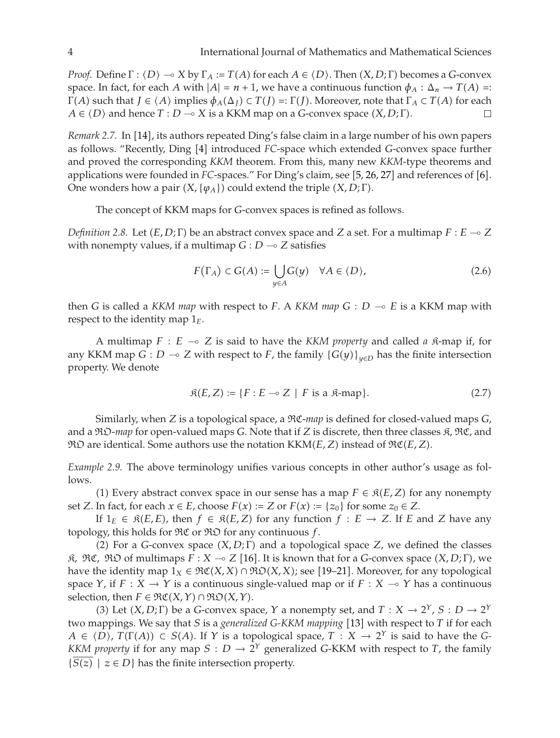*Proof.* Define $\Gamma : \langle D\rangle \multimap X$ by $\Gamma_A := T(A)$ for each $A \in \langle D\rangle$. Then $(X, D; \Gamma)$ becomes a $G$-convex space. In fact, for each $A$ with $|A| = n+1$, we have a continuous function $\phi_A : \Delta_n \to T(A) =: \Gamma(A)$ such that $J \in \langle A\rangle$ implies $\phi_A(\Delta_J) \subset T(J) =: \Gamma(J)$. Moreover, note that $\Gamma_A \subset T(A)$ for each $A \in \langle D\rangle$ and hence $T : D \multimap X$ is a KKM map on a $G$-convex space $(X, D; \Gamma)$. $\square$

*Remark 2.7.* In [14], its authors repeated Ding's false claim in a large number of his own papers as follows. "Recently, Ding [4] introduced *FC*-space which extended *G*-convex space further and proved the corresponding *KKM* theorem. From this, many new *KKM*-type theorems and applications were founded in *FC*-spaces." For Ding's claim, see [5, 26, 27] and references of [6]. One wonders how a pair $(X, \{\varphi_A\})$ could extend the triple $(X, D; \Gamma)$.

The concept of KKM maps for $G$-convex spaces is refined as follows.

*Definition 2.8.* Let $(E, D; \Gamma)$ be an abstract convex space and $Z$ a set. For a multimap $F : E \multimap Z$ with nonempty values, if a multimap $G : D \multimap Z$ satisfies

$$F(\Gamma_A) \subset G(A) := \bigcup_{y\in A} G(y) \quad \forall A \in \langle D\rangle, \tag{2.6}$$

then $G$ is called a *KKM map* with respect to $F$. A *KKM map* $G : D \multimap E$ is a KKM map with respect to the identity map $1_E$.

A multimap $F : E \multimap Z$ is said to have the *KKM property* and called *a* $\mathfrak{K}$-map if, for any KKM map $G : D \multimap Z$ with respect to $F$, the family $\{G(y)\}_{y\in D}$ has the finite intersection property. We denote

$$\mathfrak{K}(E, Z) := \{F : E \multimap Z \mid F \text{ is a } \mathfrak{K}\text{-map}\}. \tag{2.7}$$

Similarly, when $Z$ is a topological space, a $\mathfrak{KC}$-*map* is defined for closed-valued maps $G$, and a $\mathfrak{KO}$-*map* for open-valued maps $G$. Note that if $Z$ is discrete, then three classes $\mathfrak{K}$, $\mathfrak{KC}$, and $\mathfrak{KO}$ are identical. Some authors use the notation $\mathrm{KKM}(E, Z)$ instead of $\mathfrak{KC}(E, Z)$.

*Example 2.9.* The above terminology unifies various concepts in other author's usage as follows.

(1) Every abstract convex space in our sense has a map $F \in \mathfrak{K}(E, Z)$ for any nonempty set $Z$. In fact, for each $x \in E$, choose $F(x) := Z$ or $F(x) := \{z_0\}$ for some $z_0 \in Z$.

If $1_E \in \mathfrak{K}(E, E)$, then $f \in \mathfrak{K}(E, Z)$ for any function $f : E \to Z$. If $E$ and $Z$ have any topology, this holds for $\mathfrak{KC}$ or $\mathfrak{KO}$ for any continuous $f$.

(2) For a $G$-convex space $(X, D; \Gamma)$ and a topological space $Z$, we defined the classes $\mathfrak{K}$, $\mathfrak{KC}$, $\mathfrak{KO}$ of multimaps $F : X \multimap Z$ [16]. It is known that for a $G$-convex space $(X, D; \Gamma)$, we have the identity map $1_X \in \mathfrak{KC}(X, X) \cap \mathfrak{KO}(X, X)$; see [19–21]. Moreover, for any topological space $Y$, if $F : X \to Y$ is a continuous single-valued map or if $F : X \multimap Y$ has a continuous selection, then $F \in \mathfrak{KC}(X, Y) \cap \mathfrak{KO}(X, Y)$.

(3) Let $(X, D; \Gamma)$ be a $G$-convex space, $Y$ a nonempty set, and $T : X \to 2^Y$, $S : D \to 2^Y$ two mappings. We say that $S$ is a *generalized G-KKM mapping* [13] with respect to $T$ if for each $A \in \langle D\rangle$, $T(\Gamma(A)) \subset S(A)$. If $Y$ is a topological space, $T : X \to 2^Y$ is said to have the *G-KKM property* if for any map $S : D \to 2^Y$ generalized $G$-KKM with respect to $T$, the family $\{\overline{S(z)} \mid z \in D\}$ has the finite intersection property.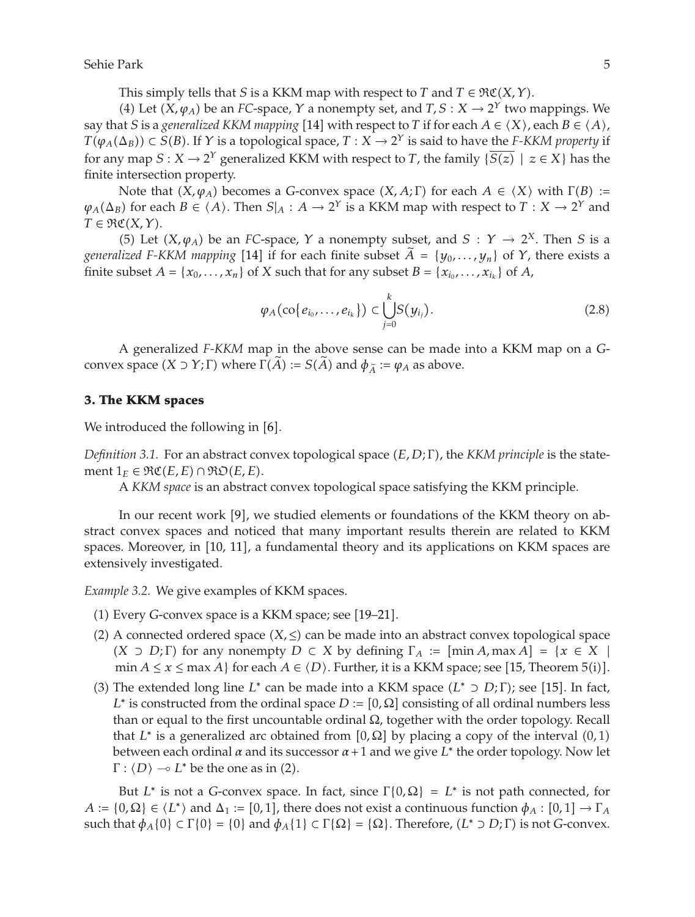This simply tells that $S$ is a KKM map with respect to $T$ and $T \in \mathfrak{RC}(X, Y)$.

(4) Let $(X, \varphi_A)$ be an *FC*-space, $Y$ a nonempty set, and $T, S : X \to 2^Y$ two mappings. We say that $S$ is a *generalized KKM mapping* [14] with respect to $T$ if for each $A \in \langle X \rangle$, each $B \in \langle A \rangle$, $T(\varphi_A(\Delta_B)) \subset S(B)$. If $Y$ is a topological space, $T : X \to 2^Y$ is said to have the *F-KKM property* if for any map $S : X \to 2^Y$ generalized KKM with respect to $T$, the family $\{\overline{S(z)} \mid z \in X\}$ has the finite intersection property.

Note that $(X, \varphi_A)$ becomes a $G$-convex space $(X, A; \Gamma)$ for each $A \in \langle X \rangle$ with $\Gamma(B) := \varphi_A(\Delta_B)$ for each $B \in \langle A \rangle$. Then $S|_A : A \to 2^Y$ is a KKM map with respect to $T : X \to 2^Y$ and $T \in \mathfrak{RC}(X, Y)$.

(5) Let $(X, \varphi_A)$ be an *FC*-space, $Y$ a nonempty subset, and $S : Y \to 2^X$. Then $S$ is a *generalized F-KKM mapping* [14] if for each finite subset $\widetilde{A} = \{y_0, \ldots, y_n\}$ of $Y$, there exists a finite subset $A = \{x_0, \ldots, x_n\}$ of $X$ such that for any subset $B = \{x_{i_0}, \ldots, x_{i_k}\}$ of $A$,

$$\varphi_A(\mathrm{co}\{e_{i_0}, \ldots, e_{i_k}\}) \subset \bigcup_{j=0}^{k} S(y_{i_j}). \tag{2.8}$$

A generalized *F-KKM* map in the above sense can be made into a KKM map on a $G$-convex space $(X \supset Y; \Gamma)$ where $\Gamma(\widetilde{A}) := S(\widetilde{A})$ and $\phi_{\widetilde{A}} := \varphi_A$ as above.

### 3. The KKM spaces

We introduced the following in [6].

*Definition 3.1.* For an abstract convex topological space $(E, D; \Gamma)$, the *KKM principle* is the statement $1_E \in \mathfrak{RC}(E, E) \cap \mathfrak{RO}(E, E)$.

A *KKM space* is an abstract convex topological space satisfying the KKM principle.

In our recent work [9], we studied elements or foundations of the KKM theory on abstract convex spaces and noticed that many important results therein are related to KKM spaces. Moreover, in [10, 11], a fundamental theory and its applications on KKM spaces are extensively investigated.

*Example 3.2.* We give examples of KKM spaces.

1. Every $G$-convex space is a KKM space; see [19–21].
2. A connected ordered space $(X, \leq)$ can be made into an abstract convex topological space $(X \supset D; \Gamma)$ for any nonempty $D \subset X$ by defining $\Gamma_A := [\min A, \max A] = \{x \in X \mid \min A \leq x \leq \max A\}$ for each $A \in \langle D \rangle$. Further, it is a KKM space; see [15, Theorem 5(i)].
3. The extended long line $L^*$ can be made into a KKM space $(L^* \supset D; \Gamma)$; see [15]. In fact, $L^*$ is constructed from the ordinal space $D := [0, \Omega]$ consisting of all ordinal numbers less than or equal to the first uncountable ordinal $\Omega$, together with the order topology. Recall that $L^*$ is a generalized arc obtained from $[0, \Omega]$ by placing a copy of the interval $(0, 1)$ between each ordinal $\alpha$ and its successor $\alpha + 1$ and we give $L^*$ the order topology. Now let $\Gamma : \langle D \rangle \multimap L^*$ be the one as in (2).

But $L^*$ is not a $G$-convex space. In fact, since $\Gamma\{0, \Omega\} = L^*$ is not path connected, for $A := \{0, \Omega\} \in \langle L^* \rangle$ and $\Delta_1 := [0, 1]$, there does not exist a continuous function $\phi_A : [0, 1] \to \Gamma_A$ such that $\phi_A\{0\} \subset \Gamma\{0\} = \{0\}$ and $\phi_A\{1\} \subset \Gamma\{\Omega\} = \{\Omega\}$. Therefore, $(L^* \supset D; \Gamma)$ is not $G$-convex.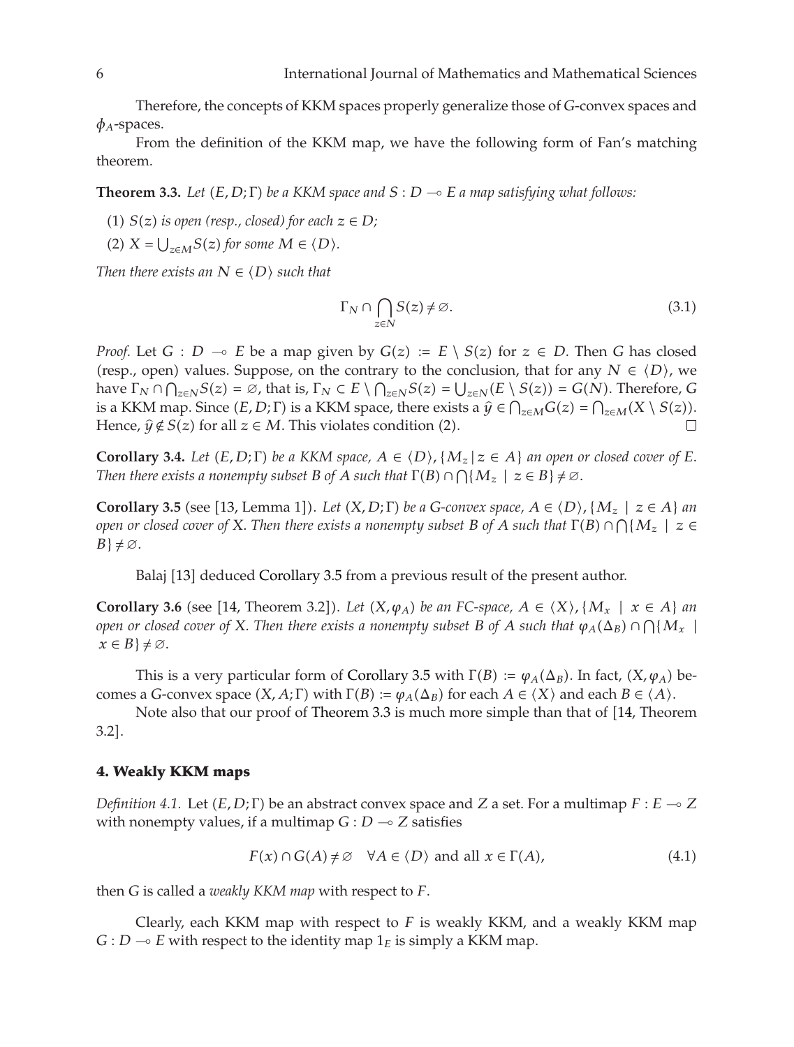Therefore, the concepts of KKM spaces properly generalize those of $G$-convex spaces and $\phi_A$-spaces.

From the definition of the KKM map, we have the following form of Fan's matching theorem.

**Theorem 3.3.** *Let $(E, D; \Gamma)$ be a KKM space and $S : D \multimap E$ a map satisfying what follows:*

(1) *$S(z)$ is open (resp., closed) for each $z \in D$;*

(2) *$X = \bigcup_{z \in M} S(z)$ for some $M \in \langle D \rangle$.*

*Then there exists an $N \in \langle D \rangle$ such that*

$$\Gamma_N \cap \bigcap_{z \in N} S(z) \neq \emptyset. \tag{3.1}$$

*Proof.* Let $G : D \multimap E$ be a map given by $G(z) := E \setminus S(z)$ for $z \in D$. Then $G$ has closed (resp., open) values. Suppose, on the contrary to the conclusion, that for any $N \in \langle D \rangle$, we have $\Gamma_N \cap \bigcap_{z \in N} S(z) = \emptyset$, that is, $\Gamma_N \subset E \setminus \bigcap_{z \in N} S(z) = \bigcup_{z \in N}(E \setminus S(z)) = G(N)$. Therefore, $G$ is a KKM map. Since $(E, D; \Gamma)$ is a KKM space, there exists a $\hat{y} \in \bigcap_{z \in M} G(z) = \bigcap_{z \in M}(X \setminus S(z))$. Hence, $\hat{y} \notin S(z)$ for all $z \in M$. This violates condition (2). □

**Corollary 3.4.** *Let $(E, D; \Gamma)$ be a KKM space, $A \in \langle D \rangle$, $\{M_z \mid z \in A\}$ an open or closed cover of $E$. Then there exists a nonempty subset $B$ of $A$ such that $\Gamma(B) \cap \bigcap\{M_z \mid z \in B\} \neq \emptyset$.*

**Corollary 3.5** (see [13, Lemma 1]). *Let $(X, D; \Gamma)$ be a $G$-convex space, $A \in \langle D \rangle$, $\{M_z \mid z \in A\}$ an open or closed cover of $X$. Then there exists a nonempty subset $B$ of $A$ such that $\Gamma(B) \cap \bigcap\{M_z \mid z \in B\} \neq \emptyset$.*

Balaj [13] deduced Corollary 3.5 from a previous result of the present author.

**Corollary 3.6** (see [14, Theorem 3.2]). *Let $(X, \varphi_A)$ be an FC-space, $A \in \langle X \rangle$, $\{M_x \mid x \in A\}$ an open or closed cover of $X$. Then there exists a nonempty subset $B$ of $A$ such that $\varphi_A(\Delta_B) \cap \bigcap\{M_x \mid x \in B\} \neq \emptyset$.*

This is a very particular form of Corollary 3.5 with $\Gamma(B) := \varphi_A(\Delta_B)$. In fact, $(X, \varphi_A)$ becomes a $G$-convex space $(X, A; \Gamma)$ with $\Gamma(B) := \varphi_A(\Delta_B)$ for each $A \in \langle X \rangle$ and each $B \in \langle A \rangle$.

Note also that our proof of Theorem 3.3 is much more simple than that of [14, Theorem 3.2].

## 4. Weakly KKM maps

*Definition 4.1.* Let $(E, D; \Gamma)$ be an abstract convex space and $Z$ a set. For a multimap $F : E \multimap Z$ with nonempty values, if a multimap $G : D \multimap Z$ satisfies

$$F(x) \cap G(A) \neq \emptyset \quad \forall A \in \langle D \rangle \text{ and all } x \in \Gamma(A), \tag{4.1}$$

then $G$ is called a *weakly KKM map* with respect to $F$.

Clearly, each KKM map with respect to $F$ is weakly KKM, and a weakly KKM map $G : D \multimap E$ with respect to the identity map $1_E$ is simply a KKM map.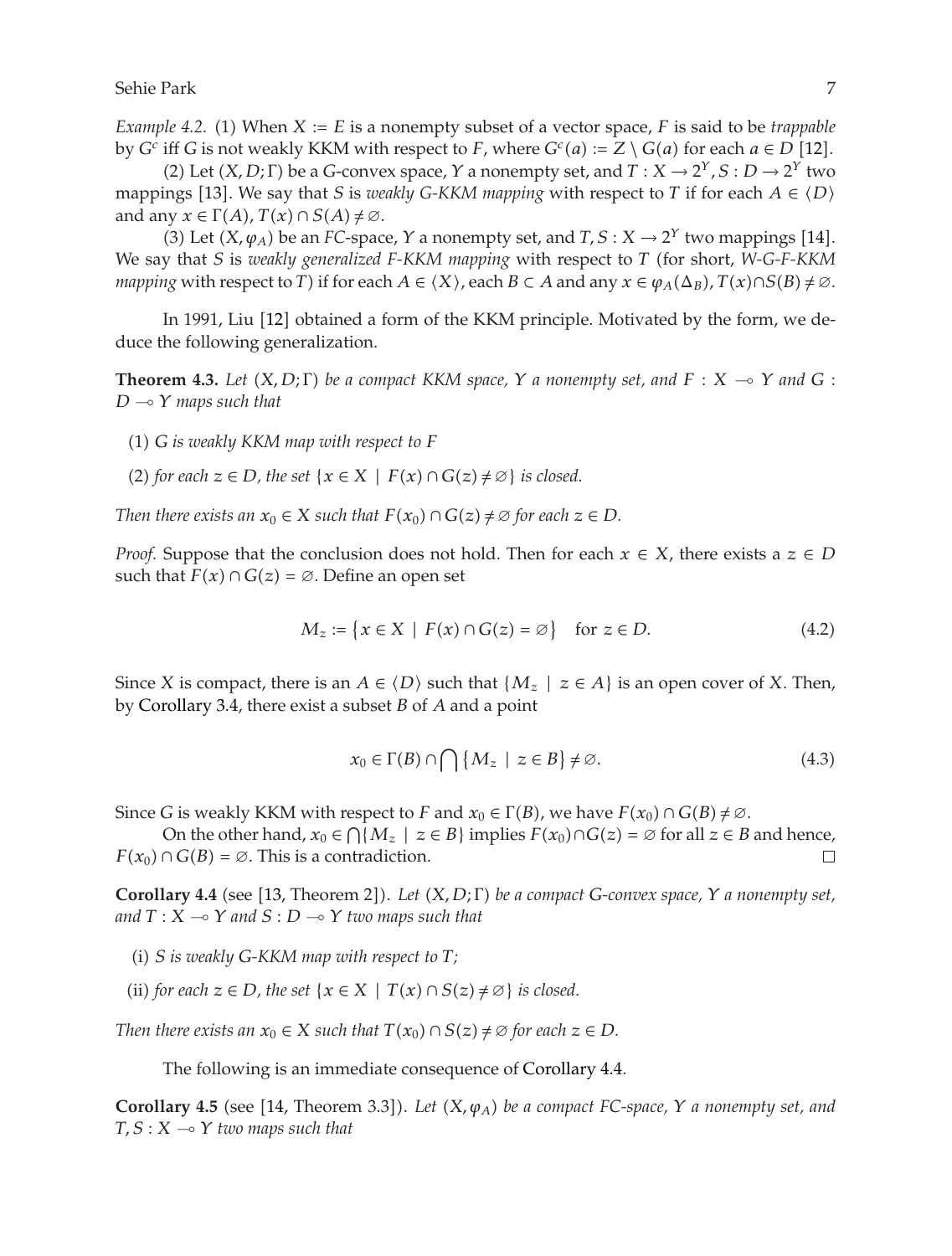*Example 4.2.* (1) When $X := E$ is a nonempty subset of a vector space, $F$ is said to be *trappable* by $G^c$ iff $G$ is not weakly KKM with respect to $F$, where $G^c(a) := Z \setminus G(a)$ for each $a \in D$ [12].

(2) Let $(X, D; \Gamma)$ be a $G$-convex space, $Y$ a nonempty set, and $T : X \to 2^Y, S : D \to 2^Y$ two mappings [13]. We say that $S$ is *weakly G-KKM mapping* with respect to $T$ if for each $A \in \langle D \rangle$ and any $x \in \Gamma(A)$, $T(x) \cap S(A) \neq \varnothing$.

(3) Let $(X, \varphi_A)$ be an $FC$-space, $Y$ a nonempty set, and $T, S : X \to 2^Y$ two mappings [14]. We say that $S$ is *weakly generalized F-KKM mapping* with respect to $T$ (for short, *W-G-F-KKM mapping* with respect to $T$) if for each $A \in \langle X \rangle$, each $B \subset A$ and any $x \in \varphi_A(\Delta_B)$, $T(x) \cap S(B) \neq \varnothing$.

In 1991, Liu [12] obtained a form of the KKM principle. Motivated by the form, we deduce the following generalization.

**Theorem 4.3.** *Let $(X, D; \Gamma)$ be a compact KKM space, $Y$ a nonempty set, and $F : X \multimap Y$ and $G : D \multimap Y$ maps such that*

(1) *$G$ is weakly KKM map with respect to $F$*

(2) *for each $z \in D$, the set $\{x \in X \mid F(x) \cap G(z) \neq \varnothing\}$ is closed.*

*Then there exists an $x_0 \in X$ such that $F(x_0) \cap G(z) \neq \varnothing$ for each $z \in D$.*

*Proof.* Suppose that the conclusion does not hold. Then for each $x \in X$, there exists a $z \in D$ such that $F(x) \cap G(z) = \varnothing$. Define an open set

$$M_z := \{x \in X \mid F(x) \cap G(z) = \varnothing\} \quad \text{for } z \in D. \tag{4.2}$$

Since $X$ is compact, there is an $A \in \langle D \rangle$ such that $\{M_z \mid z \in A\}$ is an open cover of $X$. Then, by Corollary 3.4, there exist a subset $B$ of $A$ and a point

$$x_0 \in \Gamma(B) \cap \bigcap \{M_z \mid z \in B\} \neq \varnothing. \tag{4.3}$$

Since $G$ is weakly KKM with respect to $F$ and $x_0 \in \Gamma(B)$, we have $F(x_0) \cap G(B) \neq \varnothing$.

On the other hand, $x_0 \in \bigcap\{M_z \mid z \in B\}$ implies $F(x_0) \cap G(z) = \varnothing$ for all $z \in B$ and hence, $F(x_0) \cap G(B) = \varnothing$. This is a contradiction. □

**Corollary 4.4** (see [13, Theorem 2]). *Let $(X, D; \Gamma)$ be a compact G-convex space, $Y$ a nonempty set, and $T : X \multimap Y$ and $S : D \multimap Y$ two maps such that*

(i) *$S$ is weakly G-KKM map with respect to $T$;*

(ii) *for each $z \in D$, the set $\{x \in X \mid T(x) \cap S(z) \neq \varnothing\}$ is closed.*

*Then there exists an $x_0 \in X$ such that $T(x_0) \cap S(z) \neq \varnothing$ for each $z \in D$.*

The following is an immediate consequence of Corollary 4.4.

**Corollary 4.5** (see [14, Theorem 3.3]). *Let $(X, \varphi_A)$ be a compact FC-space, $Y$ a nonempty set, and $T, S : X \multimap Y$ two maps such that*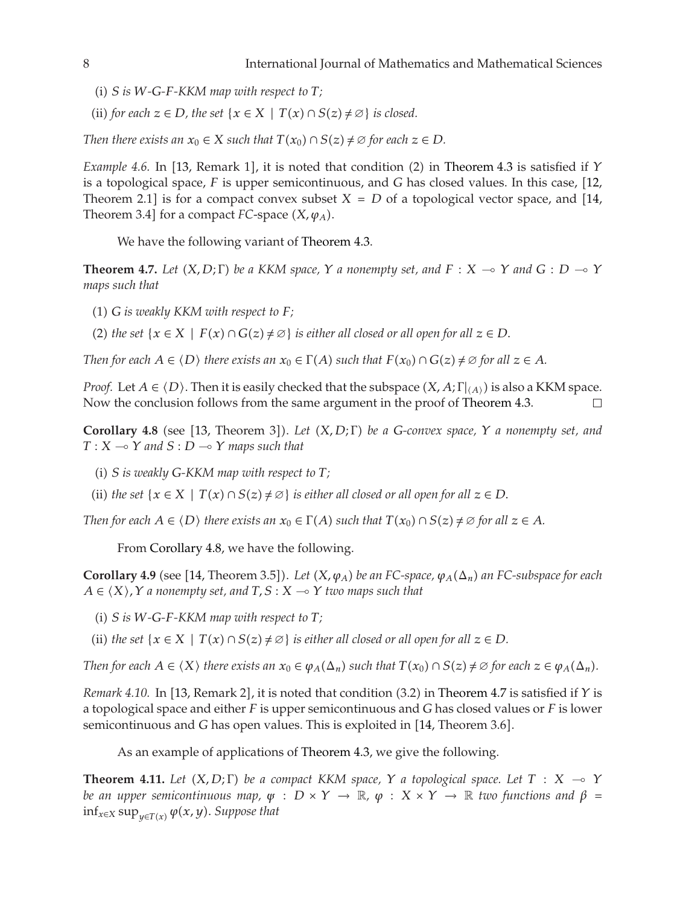(i) *S is W-G-F-KKM map with respect to T;*

(ii) *for each $z \in D$, the set $\{x \in X \mid T(x) \cap S(z) \neq \varnothing\}$ is closed.*

*Then there exists an $x_0 \in X$ such that $T(x_0) \cap S(z) \neq \varnothing$ for each $z \in D$.*

*Example 4.6.* In [13, Remark 1], it is noted that condition (2) in Theorem 4.3 is satisfied if $Y$ is a topological space, $F$ is upper semicontinuous, and $G$ has closed values. In this case, [12, Theorem 2.1] is for a compact convex subset $X = D$ of a topological vector space, and [14, Theorem 3.4] for a compact *FC*-space $(X, \varphi_A)$.

We have the following variant of Theorem 4.3.

**Theorem 4.7.** *Let $(X, D; \Gamma)$ be a KKM space, $Y$ a nonempty set, and $F : X \multimap Y$ and $G : D \multimap Y$ maps such that*

(1) *$G$ is weakly KKM with respect to $F$;*

(2) *the set $\{x \in X \mid F(x) \cap G(z) \neq \varnothing\}$ is either all closed or all open for all $z \in D$.*

*Then for each $A \in \langle D \rangle$ there exists an $x_0 \in \Gamma(A)$ such that $F(x_0) \cap G(z) \neq \varnothing$ for all $z \in A$.*

*Proof.* Let $A \in \langle D \rangle$. Then it is easily checked that the subspace $(X, A; \Gamma|_{\langle A \rangle})$ is also a KKM space. Now the conclusion follows from the same argument in the proof of Theorem 4.3. $\square$

**Corollary 4.8** (see [13, Theorem 3]). *Let $(X, D; \Gamma)$ be a G-convex space, $Y$ a nonempty set, and $T : X \multimap Y$ and $S : D \multimap Y$ maps such that*

(i) *S is weakly G-KKM map with respect to T;*

(ii) *the set $\{x \in X \mid T(x) \cap S(z) \neq \varnothing\}$ is either all closed or all open for all $z \in D$.*

*Then for each $A \in \langle D \rangle$ there exists an $x_0 \in \Gamma(A)$ such that $T(x_0) \cap S(z) \neq \varnothing$ for all $z \in A$.*

From Corollary 4.8, we have the following.

**Corollary 4.9** (see [14, Theorem 3.5]). *Let $(X, \varphi_A)$ be an FC-space, $\varphi_A(\Delta_n)$ an FC-subspace for each $A \in \langle X \rangle$, $Y$ a nonempty set, and $T, S : X \multimap Y$ two maps such that*

(i) *S is W-G-F-KKM map with respect to T;*

(ii) *the set $\{x \in X \mid T(x) \cap S(z) \neq \varnothing\}$ is either all closed or all open for all $z \in D$.*

*Then for each $A \in \langle X \rangle$ there exists an $x_0 \in \varphi_A(\Delta_n)$ such that $T(x_0) \cap S(z) \neq \varnothing$ for each $z \in \varphi_A(\Delta_n)$.*

*Remark 4.10.* In [13, Remark 2], it is noted that condition (3.2) in Theorem 4.7 is satisfied if $Y$ is a topological space and either $F$ is upper semicontinuous and $G$ has closed values or $F$ is lower semicontinuous and $G$ has open values. This is exploited in [14, Theorem 3.6].

As an example of applications of Theorem 4.3, we give the following.

**Theorem 4.11.** *Let $(X, D; \Gamma)$ be a compact KKM space, $Y$ a topological space. Let $T : X \multimap Y$ be an upper semicontinuous map, $\psi : D \times Y \to \mathbb{R}$, $\varphi : X \times Y \to \mathbb{R}$ two functions and $\beta = \inf_{x \in X} \sup_{y \in T(x)} \varphi(x, y)$. Suppose that*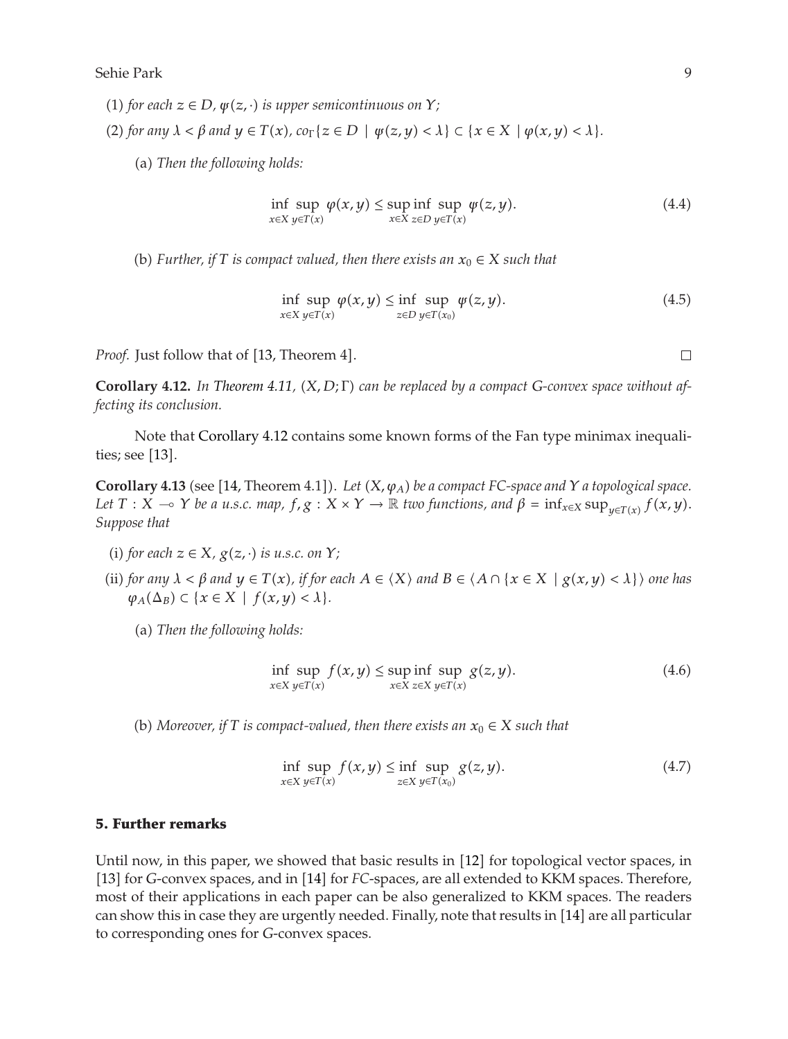(1) *for each* $z \in D$, $\psi(z, \cdot)$ *is upper semicontinuous on* $Y$;

(2) *for any* $\lambda < \beta$ *and* $y \in T(x)$, $co_\Gamma\{z \in D \mid \psi(z, y) < \lambda\} \subset \{x \in X \mid \varphi(x, y) < \lambda\}$.

(a) *Then the following holds:*

$$\inf_{x \in X} \sup_{y \in T(x)} \varphi(x, y) \le \sup_{x \in X} \inf_{z \in D} \sup_{y \in T(x)} \psi(z, y). \tag{4.4}$$

(b) *Further, if* $T$ *is compact valued, then there exists an* $x_0 \in X$ *such that*

$$\inf_{x \in X} \sup_{y \in T(x)} \varphi(x, y) \le \inf_{z \in D} \sup_{y \in T(x_0)} \psi(z, y). \tag{4.5}$$

*Proof.* Just follow that of [13, Theorem 4]. $\square$

**Corollary 4.12.** *In Theorem 4.11,* $(X, D; \Gamma)$ *can be replaced by a compact G-convex space without affecting its conclusion.*

Note that Corollary 4.12 contains some known forms of the Fan type minimax inequalities; see [13].

**Corollary 4.13** (see [14, Theorem 4.1]). *Let* $(X, \varphi_A)$ *be a compact FC-space and* $Y$ *a topological space. Let* $T : X \multimap Y$ *be a u.s.c. map,* $f, g : X \times Y \to \mathbb{R}$ *two functions, and* $\beta = \inf_{x \in X} \sup_{y \in T(x)} f(x, y)$. *Suppose that*

(i) *for each* $z \in X$, $g(z, \cdot)$ *is u.s.c. on* $Y$;

(ii) *for any* $\lambda < \beta$ *and* $y \in T(x)$, *if for each* $A \in \langle X \rangle$ *and* $B \in \langle A \cap \{x \in X \mid g(x, y) < \lambda\} \rangle$ *one has* $\varphi_A(\Delta_B) \subset \{x \in X \mid f(x, y) < \lambda\}$.

(a) *Then the following holds:*

$$\inf_{x \in X} \sup_{y \in T(x)} f(x, y) \le \sup_{x \in X} \inf_{z \in X} \sup_{y \in T(x)} g(z, y). \tag{4.6}$$

(b) *Moreover, if* $T$ *is compact-valued, then there exists an* $x_0 \in X$ *such that*

$$\inf_{x \in X} \sup_{y \in T(x)} f(x, y) \le \inf_{z \in X} \sup_{y \in T(x_0)} g(z, y). \tag{4.7}$$

## 5. Further remarks

Until now, in this paper, we showed that basic results in [12] for topological vector spaces, in [13] for *G*-convex spaces, and in [14] for *FC*-spaces, are all extended to KKM spaces. Therefore, most of their applications in each paper can be also generalized to KKM spaces. The readers can show this in case they are urgently needed. Finally, note that results in [14] are all particular to corresponding ones for *G*-convex spaces.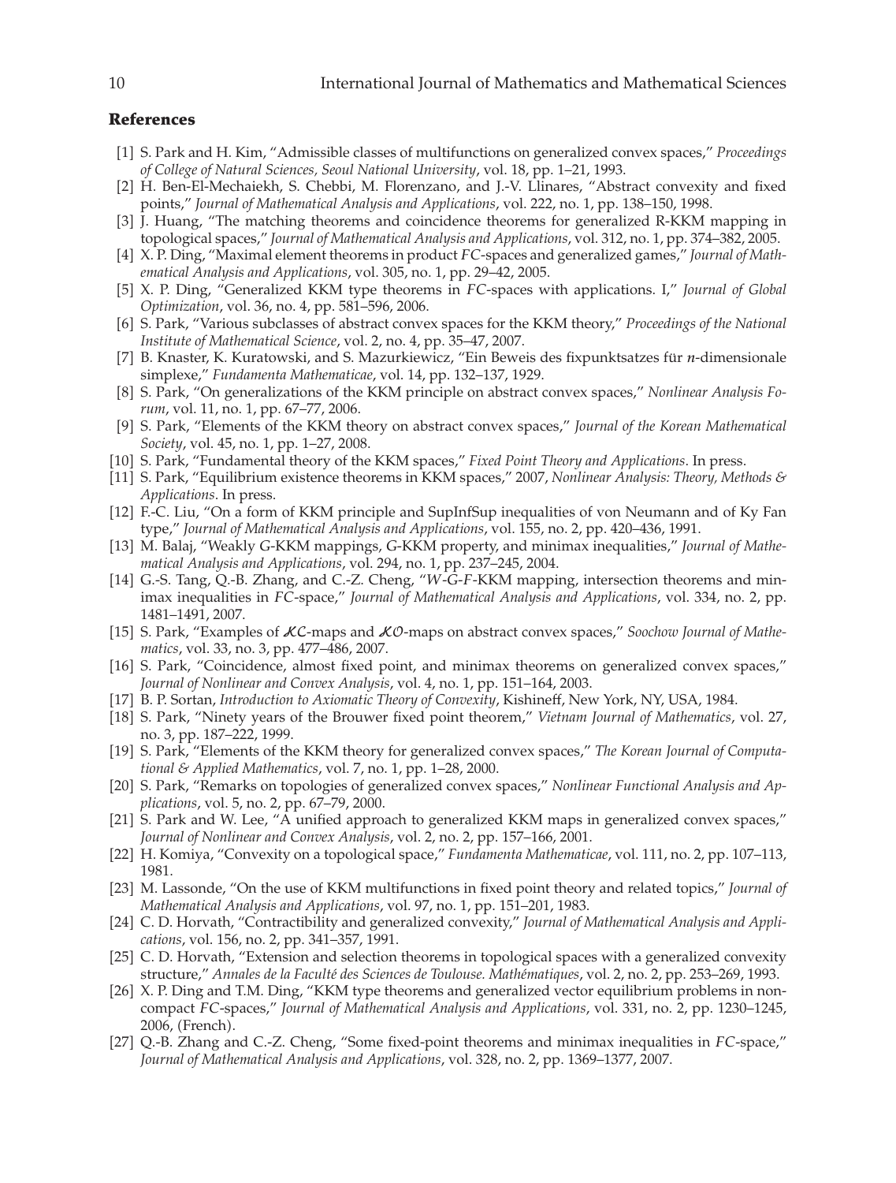## References

[1] S. Park and H. Kim, "Admissible classes of multifunctions on generalized convex spaces," *Proceedings of College of Natural Sciences, Seoul National University*, vol. 18, pp. 1–21, 1993.

[2] H. Ben-El-Mechaiekh, S. Chebbi, M. Florenzano, and J.-V. Llinares, "Abstract convexity and fixed points," *Journal of Mathematical Analysis and Applications*, vol. 222, no. 1, pp. 138–150, 1998.

[3] J. Huang, "The matching theorems and coincidence theorems for generalized R-KKM mapping in topological spaces," *Journal of Mathematical Analysis and Applications*, vol. 312, no. 1, pp. 374–382, 2005.

[4] X. P. Ding, "Maximal element theorems in product *FC*-spaces and generalized games," *Journal of Mathematical Analysis and Applications*, vol. 305, no. 1, pp. 29–42, 2005.

[5] X. P. Ding, "Generalized KKM type theorems in *FC*-spaces with applications. I," *Journal of Global Optimization*, vol. 36, no. 4, pp. 581–596, 2006.

[6] S. Park, "Various subclasses of abstract convex spaces for the KKM theory," *Proceedings of the National Institute of Mathematical Science*, vol. 2, no. 4, pp. 35–47, 2007.

[7] B. Knaster, K. Kuratowski, and S. Mazurkiewicz, "Ein Beweis des fixpunktsatzes für $n$-dimensionale simplexe," *Fundamenta Mathematicae*, vol. 14, pp. 132–137, 1929.

[8] S. Park, "On generalizations of the KKM principle on abstract convex spaces," *Nonlinear Analysis Forum*, vol. 11, no. 1, pp. 67–77, 2006.

[9] S. Park, "Elements of the KKM theory on abstract convex spaces," *Journal of the Korean Mathematical Society*, vol. 45, no. 1, pp. 1–27, 2008.

[10] S. Park, "Fundamental theory of the KKM spaces," *Fixed Point Theory and Applications*. In press.

[11] S. Park, "Equilibrium existence theorems in KKM spaces," 2007, *Nonlinear Analysis: Theory, Methods & Applications*. In press.

[12] F.-C. Liu, "On a form of KKM principle and SupInfSup inequalities of von Neumann and of Ky Fan type," *Journal of Mathematical Analysis and Applications*, vol. 155, no. 2, pp. 420–436, 1991.

[13] M. Balaj, "Weakly *G*-KKM mappings, *G*-KKM property, and minimax inequalities," *Journal of Mathematical Analysis and Applications*, vol. 294, no. 1, pp. 237–245, 2004.

[14] G.-S. Tang, Q.-B. Zhang, and C.-Z. Cheng, "*W*-*G*-*F*-KKM mapping, intersection theorems and minimax inequalities in *FC*-space," *Journal of Mathematical Analysis and Applications*, vol. 334, no. 2, pp. 1481–1491, 2007.

[15] S. Park, "Examples of $\mathfrak{KC}$-maps and $\mathfrak{KO}$-maps on abstract convex spaces," *Soochow Journal of Mathematics*, vol. 33, no. 3, pp. 477–486, 2007.

[16] S. Park, "Coincidence, almost fixed point, and minimax theorems on generalized convex spaces," *Journal of Nonlinear and Convex Analysis*, vol. 4, no. 1, pp. 151–164, 2003.

[17] B. P. Sortan, *Introduction to Axiomatic Theory of Convexity*, Kishineff, New York, NY, USA, 1984.

[18] S. Park, "Ninety years of the Brouwer fixed point theorem," *Vietnam Journal of Mathematics*, vol. 27, no. 3, pp. 187–222, 1999.

[19] S. Park, "Elements of the KKM theory for generalized convex spaces," *The Korean Journal of Computational & Applied Mathematics*, vol. 7, no. 1, pp. 1–28, 2000.

[20] S. Park, "Remarks on topologies of generalized convex spaces," *Nonlinear Functional Analysis and Applications*, vol. 5, no. 2, pp. 67–79, 2000.

[21] S. Park and W. Lee, "A unified approach to generalized KKM maps in generalized convex spaces," *Journal of Nonlinear and Convex Analysis*, vol. 2, no. 2, pp. 157–166, 2001.

[22] H. Komiya, "Convexity on a topological space," *Fundamenta Mathematicae*, vol. 111, no. 2, pp. 107–113, 1981.

[23] M. Lassonde, "On the use of KKM multifunctions in fixed point theory and related topics," *Journal of Mathematical Analysis and Applications*, vol. 97, no. 1, pp. 151–201, 1983.

[24] C. D. Horvath, "Contractibility and generalized convexity," *Journal of Mathematical Analysis and Applications*, vol. 156, no. 2, pp. 341–357, 1991.

[25] C. D. Horvath, "Extension and selection theorems in topological spaces with a generalized convexity structure," *Annales de la Faculté des Sciences de Toulouse. Mathématiques*, vol. 2, no. 2, pp. 253–269, 1993.

[26] X. P. Ding and T.M. Ding, "KKM type theorems and generalized vector equilibrium problems in noncompact *FC*-spaces," *Journal of Mathematical Analysis and Applications*, vol. 331, no. 2, pp. 1230–1245, 2006, (French).

[27] Q.-B. Zhang and C.-Z. Cheng, "Some fixed-point theorems and minimax inequalities in *FC*-space," *Journal of Mathematical Analysis and Applications*, vol. 328, no. 2, pp. 1369–1377, 2007.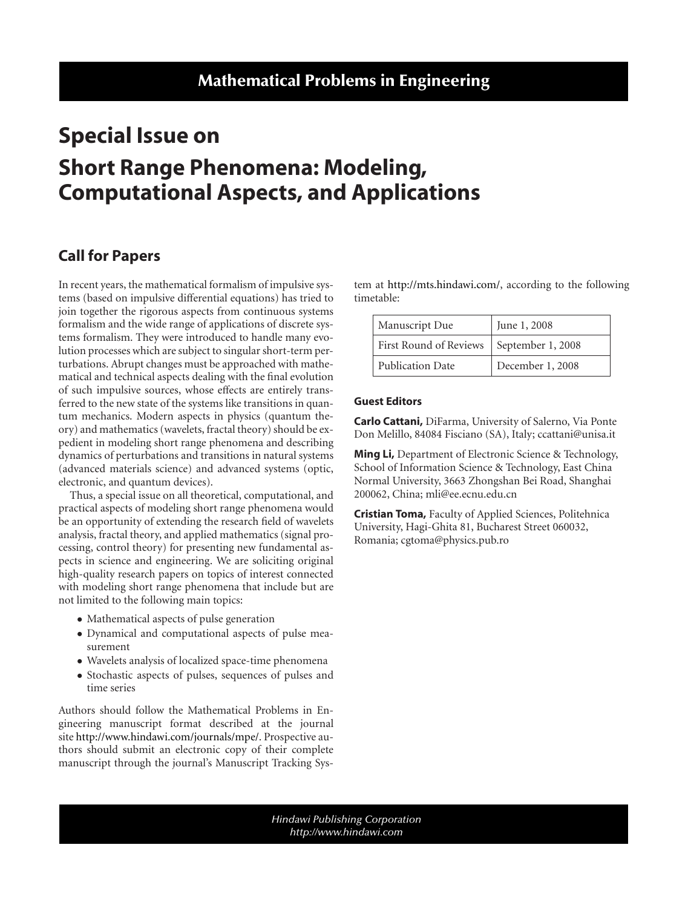# Mathematical Problems in Engineering

## Special Issue on Short Range Phenomena: Modeling, Computational Aspects, and Applications

### Call for Papers

In recent years, the mathematical formalism of impulsive systems (based on impulsive differential equations) has tried to join together the rigorous aspects from continuous systems formalism and the wide range of applications of discrete systems formalism. They were introduced to handle many evolution processes which are subject to singular short-term perturbations. Abrupt changes must be approached with mathematical and technical aspects dealing with the final evolution of such impulsive sources, whose effects are entirely transferred to the new state of the systems like transitions in quantum mechanics. Modern aspects in physics (quantum theory) and mathematics (wavelets, fractal theory) should be expedient in modeling short range phenomena and describing dynamics of perturbations and transitions in natural systems (advanced materials science) and advanced systems (optic, electronic, and quantum devices).

Thus, a special issue on all theoretical, computational, and practical aspects of modeling short range phenomena would be an opportunity of extending the research field of wavelets analysis, fractal theory, and applied mathematics (signal processing, control theory) for presenting new fundamental aspects in science and engineering. We are soliciting original high-quality research papers on topics of interest connected with modeling short range phenomena that include but are not limited to the following main topics:

- Mathematical aspects of pulse generation
- Dynamical and computational aspects of pulse measurement
- Wavelets analysis of localized space-time phenomena
- Stochastic aspects of pulses, sequences of pulses and time series

Authors should follow the Mathematical Problems in Engineering manuscript format described at the journal site http://www.hindawi.com/journals/mpe/. Prospective authors should submit an electronic copy of their complete manuscript through the journal's Manuscript Tracking System at http://mts.hindawi.com/, according to the following timetable:

| | |
|---|---|
| Manuscript Due | June 1, 2008 |
| First Round of Reviews | September 1, 2008 |
| Publication Date | December 1, 2008 |

#### Guest Editors

**Carlo Cattani,** DiFarma, University of Salerno, Via Ponte Don Melillo, 84084 Fisciano (SA), Italy; ccattani@unisa.it

**Ming Li,** Department of Electronic Science & Technology, School of Information Science & Technology, East China Normal University, 3663 Zhongshan Bei Road, Shanghai 200062, China; mli@ee.ecnu.edu.cn

**Cristian Toma,** Faculty of Applied Sciences, Politehnica University, Hagi-Ghita 81, Bucharest Street 060032, Romania; cgtoma@physics.pub.ro

*Hindawi Publishing Corporation*
*http://www.hindawi.com*